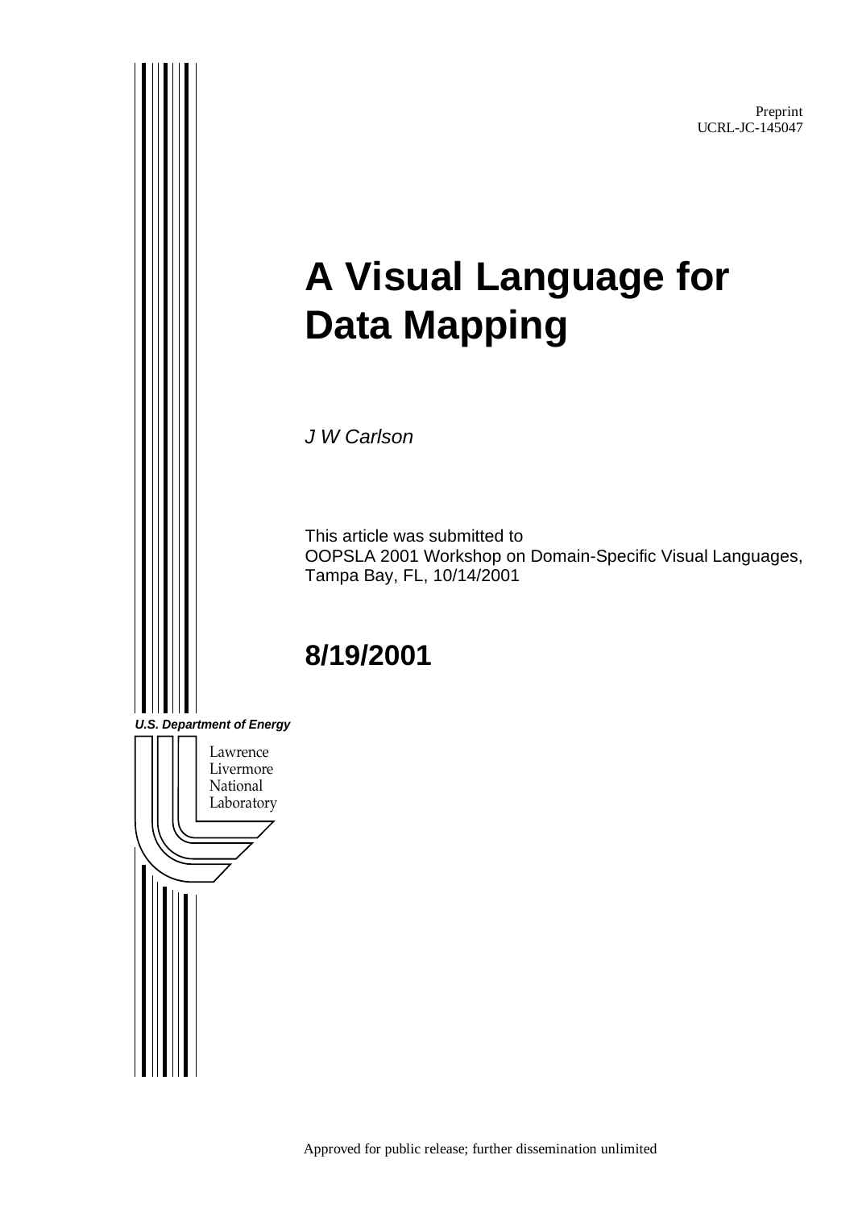Preprint
UCRL-JC-145047

# A Visual Language for Data Mapping

*J W Carlson*

This article was submitted to
OOPSLA 2001 Workshop on Domain-Specific Visual Languages,
Tampa Bay, FL, 10/14/2001

## 8/19/2001

***U.S. Department of Energy***

Lawrence
Livermore
National
Laboratory

Approved for public release; further dissemination unlimited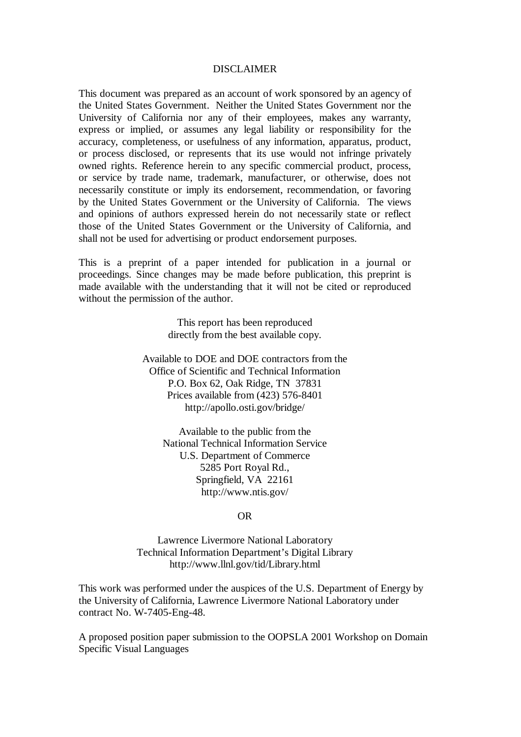# DISCLAIMER

This document was prepared as an account of work sponsored by an agency of the United States Government. Neither the United States Government nor the University of California nor any of their employees, makes any warranty, express or implied, or assumes any legal liability or responsibility for the accuracy, completeness, or usefulness of any information, apparatus, product, or process disclosed, or represents that its use would not infringe privately owned rights. Reference herein to any specific commercial product, process, or service by trade name, trademark, manufacturer, or otherwise, does not necessarily constitute or imply its endorsement, recommendation, or favoring by the United States Government or the University of California. The views and opinions of authors expressed herein do not necessarily state or reflect those of the United States Government or the University of California, and shall not be used for advertising or product endorsement purposes.

This is a preprint of a paper intended for publication in a journal or proceedings. Since changes may be made before publication, this preprint is made available with the understanding that it will not be cited or reproduced without the permission of the author.

This report has been reproduced
directly from the best available copy.

Available to DOE and DOE contractors from the
Office of Scientific and Technical Information
P.O. Box 62, Oak Ridge, TN 37831
Prices available from (423) 576-8401
http://apollo.osti.gov/bridge/

Available to the public from the
National Technical Information Service
U.S. Department of Commerce
5285 Port Royal Rd.,
Springfield, VA 22161
http://www.ntis.gov/

OR

Lawrence Livermore National Laboratory
Technical Information Department's Digital Library
http://www.llnl.gov/tid/Library.html

This work was performed under the auspices of the U.S. Department of Energy by the University of California, Lawrence Livermore National Laboratory under contract No. W-7405-Eng-48.

A proposed position paper submission to the OOPSLA 2001 Workshop on Domain Specific Visual Languages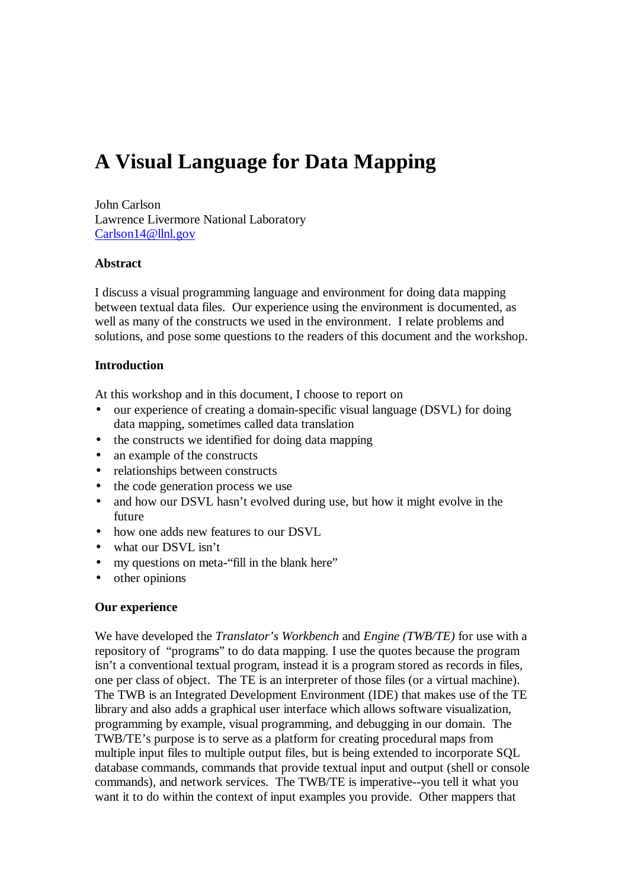# A Visual Language for Data Mapping

John Carlson
Lawrence Livermore National Laboratory
Carlson14@llnl.gov

**Abstract**

I discuss a visual programming language and environment for doing data mapping between textual data files. Our experience using the environment is documented, as well as many of the constructs we used in the environment. I relate problems and solutions, and pose some questions to the readers of this document and the workshop.

**Introduction**

At this workshop and in this document, I choose to report on

- our experience of creating a domain-specific visual language (DSVL) for doing data mapping, sometimes called data translation
- the constructs we identified for doing data mapping
- an example of the constructs
- relationships between constructs
- the code generation process we use
- and how our DSVL hasn't evolved during use, but how it might evolve in the future
- how one adds new features to our DSVL
- what our DSVL isn't
- my questions on meta-"fill in the blank here"
- other opinions

**Our experience**

We have developed the *Translator's Workbench* and *Engine (TWB/TE)* for use with a repository of "programs" to do data mapping. I use the quotes because the program isn't a conventional textual program, instead it is a program stored as records in files, one per class of object. The TE is an interpreter of those files (or a virtual machine). The TWB is an Integrated Development Environment (IDE) that makes use of the TE library and also adds a graphical user interface which allows software visualization, programming by example, visual programming, and debugging in our domain. The TWB/TE's purpose is to serve as a platform for creating procedural maps from multiple input files to multiple output files, but is being extended to incorporate SQL database commands, commands that provide textual input and output (shell or console commands), and network services. The TWB/TE is imperative--you tell it what you want it to do within the context of input examples you provide. Other mappers that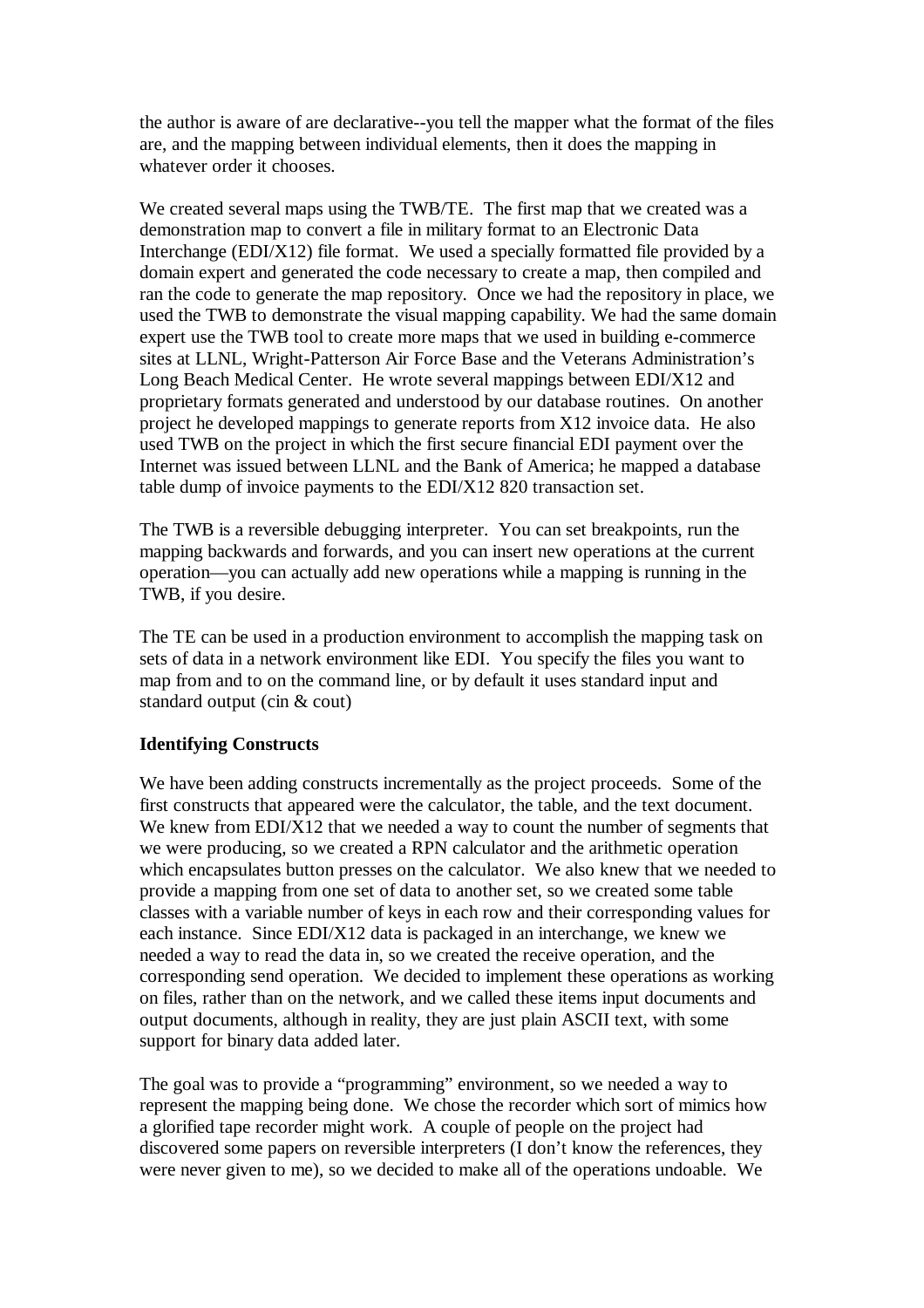the author is aware of are declarative--you tell the mapper what the format of the files are, and the mapping between individual elements, then it does the mapping in whatever order it chooses.

We created several maps using the TWB/TE. The first map that we created was a demonstration map to convert a file in military format to an Electronic Data Interchange (EDI/X12) file format. We used a specially formatted file provided by a domain expert and generated the code necessary to create a map, then compiled and ran the code to generate the map repository. Once we had the repository in place, we used the TWB to demonstrate the visual mapping capability. We had the same domain expert use the TWB tool to create more maps that we used in building e-commerce sites at LLNL, Wright-Patterson Air Force Base and the Veterans Administration's Long Beach Medical Center. He wrote several mappings between EDI/X12 and proprietary formats generated and understood by our database routines. On another project he developed mappings to generate reports from X12 invoice data. He also used TWB on the project in which the first secure financial EDI payment over the Internet was issued between LLNL and the Bank of America; he mapped a database table dump of invoice payments to the EDI/X12 820 transaction set.

The TWB is a reversible debugging interpreter. You can set breakpoints, run the mapping backwards and forwards, and you can insert new operations at the current operation—you can actually add new operations while a mapping is running in the TWB, if you desire.

The TE can be used in a production environment to accomplish the mapping task on sets of data in a network environment like EDI. You specify the files you want to map from and to on the command line, or by default it uses standard input and standard output (cin & cout)

**Identifying Constructs**

We have been adding constructs incrementally as the project proceeds. Some of the first constructs that appeared were the calculator, the table, and the text document. We knew from EDI/X12 that we needed a way to count the number of segments that we were producing, so we created a RPN calculator and the arithmetic operation which encapsulates button presses on the calculator. We also knew that we needed to provide a mapping from one set of data to another set, so we created some table classes with a variable number of keys in each row and their corresponding values for each instance. Since EDI/X12 data is packaged in an interchange, we knew we needed a way to read the data in, so we created the receive operation, and the corresponding send operation. We decided to implement these operations as working on files, rather than on the network, and we called these items input documents and output documents, although in reality, they are just plain ASCII text, with some support for binary data added later.

The goal was to provide a "programming" environment, so we needed a way to represent the mapping being done. We chose the recorder which sort of mimics how a glorified tape recorder might work. A couple of people on the project had discovered some papers on reversible interpreters (I don't know the references, they were never given to me), so we decided to make all of the operations undoable. We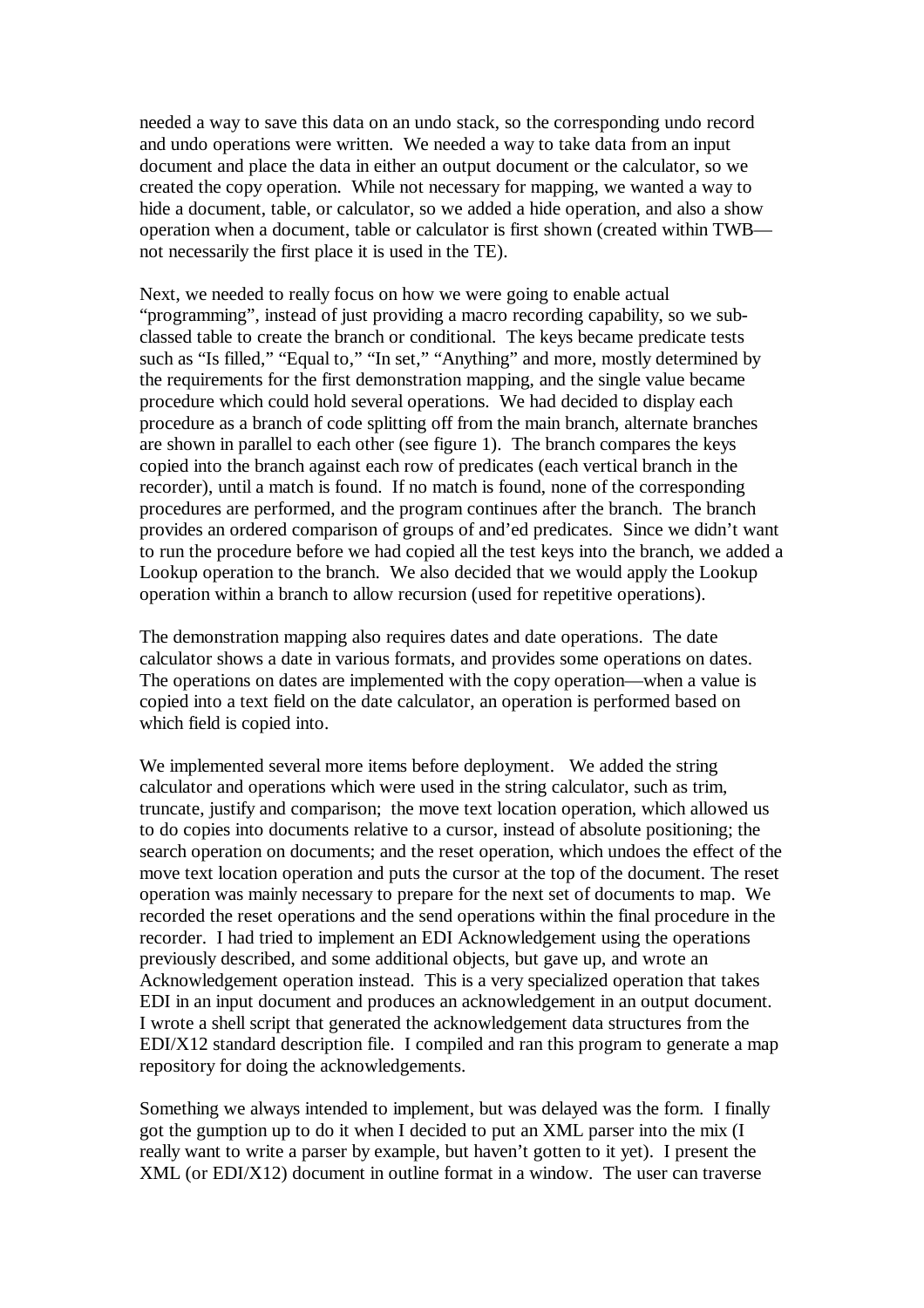needed a way to save this data on an undo stack, so the corresponding undo record and undo operations were written. We needed a way to take data from an input document and place the data in either an output document or the calculator, so we created the copy operation. While not necessary for mapping, we wanted a way to hide a document, table, or calculator, so we added a hide operation, and also a show operation when a document, table or calculator is first shown (created within TWB—not necessarily the first place it is used in the TE).

Next, we needed to really focus on how we were going to enable actual "programming", instead of just providing a macro recording capability, so we sub-classed table to create the branch or conditional. The keys became predicate tests such as "Is filled," "Equal to," "In set," "Anything" and more, mostly determined by the requirements for the first demonstration mapping, and the single value became procedure which could hold several operations. We had decided to display each procedure as a branch of code splitting off from the main branch, alternate branches are shown in parallel to each other (see figure 1). The branch compares the keys copied into the branch against each row of predicates (each vertical branch in the recorder), until a match is found. If no match is found, none of the corresponding procedures are performed, and the program continues after the branch. The branch provides an ordered comparison of groups of and'ed predicates. Since we didn't want to run the procedure before we had copied all the test keys into the branch, we added a Lookup operation to the branch. We also decided that we would apply the Lookup operation within a branch to allow recursion (used for repetitive operations).

The demonstration mapping also requires dates and date operations. The date calculator shows a date in various formats, and provides some operations on dates. The operations on dates are implemented with the copy operation—when a value is copied into a text field on the date calculator, an operation is performed based on which field is copied into.

We implemented several more items before deployment. We added the string calculator and operations which were used in the string calculator, such as trim, truncate, justify and comparison; the move text location operation, which allowed us to do copies into documents relative to a cursor, instead of absolute positioning; the search operation on documents; and the reset operation, which undoes the effect of the move text location operation and puts the cursor at the top of the document. The reset operation was mainly necessary to prepare for the next set of documents to map. We recorded the reset operations and the send operations within the final procedure in the recorder. I had tried to implement an EDI Acknowledgement using the operations previously described, and some additional objects, but gave up, and wrote an Acknowledgement operation instead. This is a very specialized operation that takes EDI in an input document and produces an acknowledgement in an output document. I wrote a shell script that generated the acknowledgement data structures from the EDI/X12 standard description file. I compiled and ran this program to generate a map repository for doing the acknowledgements.

Something we always intended to implement, but was delayed was the form. I finally got the gumption up to do it when I decided to put an XML parser into the mix (I really want to write a parser by example, but haven't gotten to it yet). I present the XML (or EDI/X12) document in outline format in a window. The user can traverse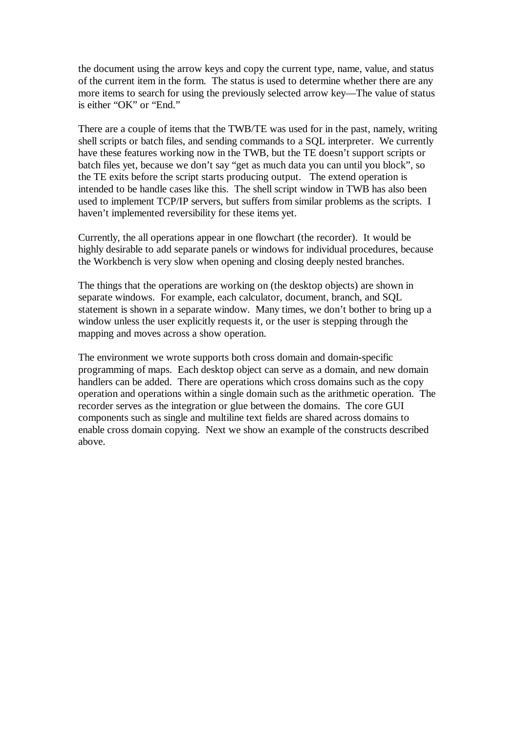the document using the arrow keys and copy the current type, name, value, and status of the current item in the form. The status is used to determine whether there are any more items to search for using the previously selected arrow key—The value of status is either "OK" or "End."

There are a couple of items that the TWB/TE was used for in the past, namely, writing shell scripts or batch files, and sending commands to a SQL interpreter. We currently have these features working now in the TWB, but the TE doesn't support scripts or batch files yet, because we don't say "get as much data you can until you block", so the TE exits before the script starts producing output. The extend operation is intended to be handle cases like this. The shell script window in TWB has also been used to implement TCP/IP servers, but suffers from similar problems as the scripts. I haven't implemented reversibility for these items yet.

Currently, the all operations appear in one flowchart (the recorder). It would be highly desirable to add separate panels or windows for individual procedures, because the Workbench is very slow when opening and closing deeply nested branches.

The things that the operations are working on (the desktop objects) are shown in separate windows. For example, each calculator, document, branch, and SQL statement is shown in a separate window. Many times, we don't bother to bring up a window unless the user explicitly requests it, or the user is stepping through the mapping and moves across a show operation.

The environment we wrote supports both cross domain and domain-specific programming of maps. Each desktop object can serve as a domain, and new domain handlers can be added. There are operations which cross domains such as the copy operation and operations within a single domain such as the arithmetic operation. The recorder serves as the integration or glue between the domains. The core GUI components such as single and multiline text fields are shared across domains to enable cross domain copying. Next we show an example of the constructs described above.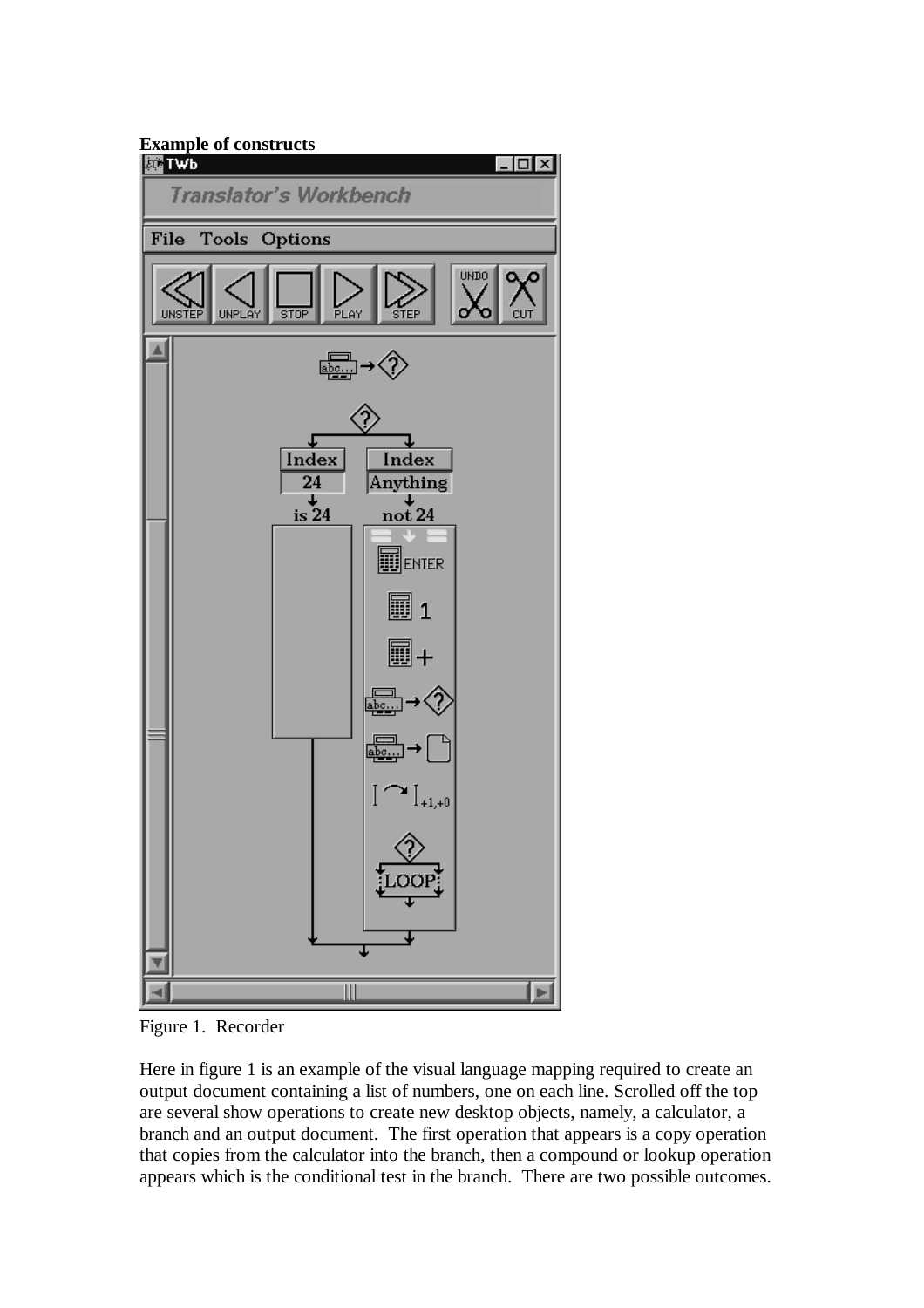**Example of constructs**

Figure 1. Recorder

Here in figure 1 is an example of the visual language mapping required to create an output document containing a list of numbers, one on each line. Scrolled off the top are several show operations to create new desktop objects, namely, a calculator, a branch and an output document. The first operation that appears is a copy operation that copies from the calculator into the branch, then a compound or lookup operation appears which is the conditional test in the branch. There are two possible outcomes.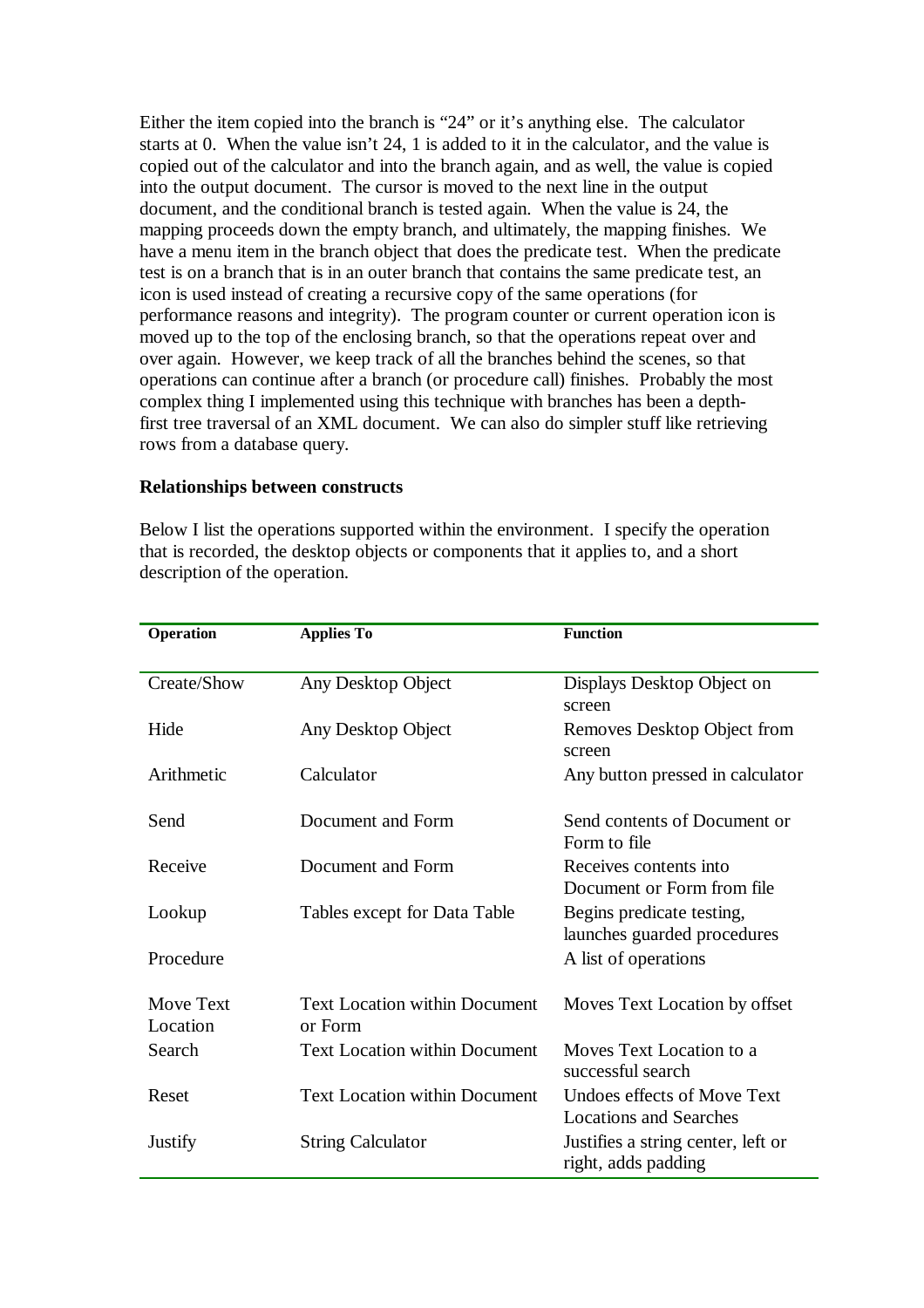Either the item copied into the branch is "24" or it's anything else. The calculator starts at 0. When the value isn't 24, 1 is added to it in the calculator, and the value is copied out of the calculator and into the branch again, and as well, the value is copied into the output document. The cursor is moved to the next line in the output document, and the conditional branch is tested again. When the value is 24, the mapping proceeds down the empty branch, and ultimately, the mapping finishes. We have a menu item in the branch object that does the predicate test. When the predicate test is on a branch that is in an outer branch that contains the same predicate test, an icon is used instead of creating a recursive copy of the same operations (for performance reasons and integrity). The program counter or current operation icon is moved up to the top of the enclosing branch, so that the operations repeat over and over again. However, we keep track of all the branches behind the scenes, so that operations can continue after a branch (or procedure call) finishes. Probably the most complex thing I implemented using this technique with branches has been a depth-first tree traversal of an XML document. We can also do simpler stuff like retrieving rows from a database query.

**Relationships between constructs**

Below I list the operations supported within the environment. I specify the operation that is recorded, the desktop objects or components that it applies to, and a short description of the operation.

| Operation | Applies To | Function |
|---|---|---|
| Create/Show | Any Desktop Object | Displays Desktop Object on screen |
| Hide | Any Desktop Object | Removes Desktop Object from screen |
| Arithmetic | Calculator | Any button pressed in calculator |
| Send | Document and Form | Send contents of Document or Form to file |
| Receive | Document and Form | Receives contents into Document or Form from file |
| Lookup | Tables except for Data Table | Begins predicate testing, launches guarded procedures |
| Procedure | | A list of operations |
| Move Text Location | Text Location within Document or Form | Moves Text Location by offset |
| Search | Text Location within Document | Moves Text Location to a successful search |
| Reset | Text Location within Document | Undoes effects of Move Text Locations and Searches |
| Justify | String Calculator | Justifies a string center, left or right, adds padding |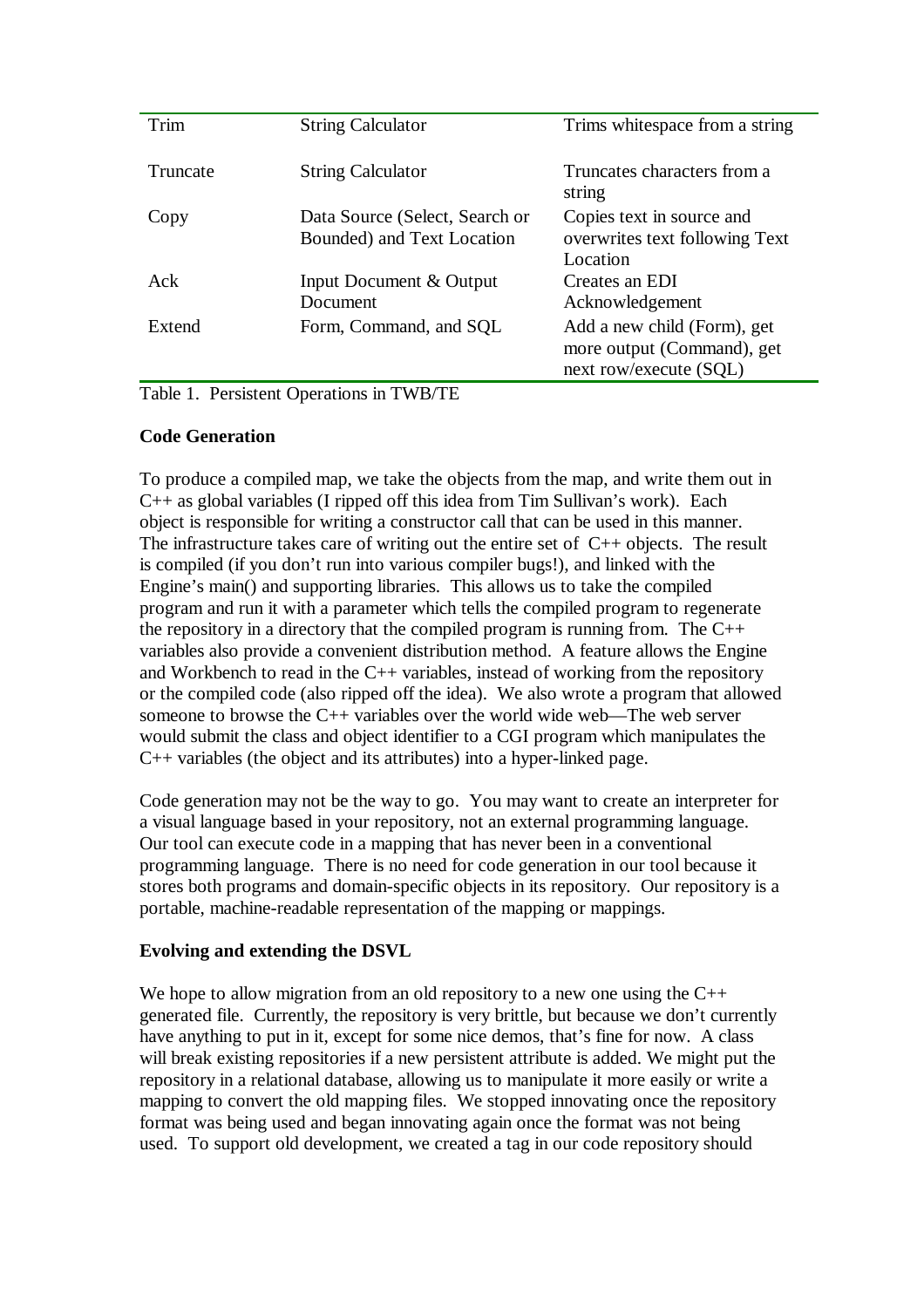| Trim | String Calculator | Trims whitespace from a string |
|---|---|---|
| Truncate | String Calculator | Truncates characters from a string |
| Copy | Data Source (Select, Search or Bounded) and Text Location | Copies text in source and overwrites text following Text Location |
| Ack | Input Document & Output Document | Creates an EDI Acknowledgement |
| Extend | Form, Command, and SQL | Add a new child (Form), get more output (Command), get next row/execute (SQL) |

Table 1. Persistent Operations in TWB/TE

**Code Generation**

To produce a compiled map, we take the objects from the map, and write them out in C++ as global variables (I ripped off this idea from Tim Sullivan's work). Each object is responsible for writing a constructor call that can be used in this manner. The infrastructure takes care of writing out the entire set of C++ objects. The result is compiled (if you don't run into various compiler bugs!), and linked with the Engine's main() and supporting libraries. This allows us to take the compiled program and run it with a parameter which tells the compiled program to regenerate the repository in a directory that the compiled program is running from. The C++ variables also provide a convenient distribution method. A feature allows the Engine and Workbench to read in the C++ variables, instead of working from the repository or the compiled code (also ripped off the idea). We also wrote a program that allowed someone to browse the C++ variables over the world wide web—The web server would submit the class and object identifier to a CGI program which manipulates the C++ variables (the object and its attributes) into a hyper-linked page.

Code generation may not be the way to go. You may want to create an interpreter for a visual language based in your repository, not an external programming language. Our tool can execute code in a mapping that has never been in a conventional programming language. There is no need for code generation in our tool because it stores both programs and domain-specific objects in its repository. Our repository is a portable, machine-readable representation of the mapping or mappings.

**Evolving and extending the DSVL**

We hope to allow migration from an old repository to a new one using the C++ generated file. Currently, the repository is very brittle, but because we don't currently have anything to put in it, except for some nice demos, that's fine for now. A class will break existing repositories if a new persistent attribute is added. We might put the repository in a relational database, allowing us to manipulate it more easily or write a mapping to convert the old mapping files. We stopped innovating once the repository format was being used and began innovating again once the format was not being used. To support old development, we created a tag in our code repository should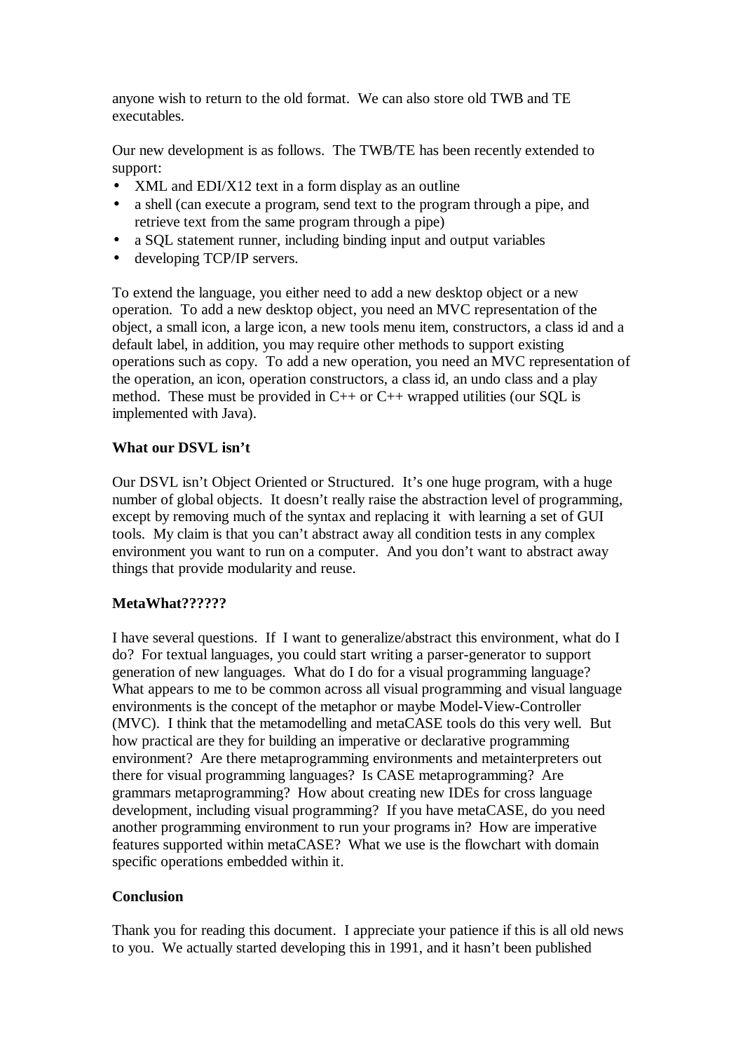anyone wish to return to the old format. We can also store old TWB and TE executables.

Our new development is as follows. The TWB/TE has been recently extended to support:

- XML and EDI/X12 text in a form display as an outline
- a shell (can execute a program, send text to the program through a pipe, and retrieve text from the same program through a pipe)
- a SQL statement runner, including binding input and output variables
- developing TCP/IP servers.

To extend the language, you either need to add a new desktop object or a new operation. To add a new desktop object, you need an MVC representation of the object, a small icon, a large icon, a new tools menu item, constructors, a class id and a default label, in addition, you may require other methods to support existing operations such as copy. To add a new operation, you need an MVC representation of the operation, an icon, operation constructors, a class id, an undo class and a play method. These must be provided in C++ or C++ wrapped utilities (our SQL is implemented with Java).

**What our DSVL isn't**

Our DSVL isn't Object Oriented or Structured. It's one huge program, with a huge number of global objects. It doesn't really raise the abstraction level of programming, except by removing much of the syntax and replacing it with learning a set of GUI tools. My claim is that you can't abstract away all condition tests in any complex environment you want to run on a computer. And you don't want to abstract away things that provide modularity and reuse.

**MetaWhat??????**

I have several questions. If I want to generalize/abstract this environment, what do I do? For textual languages, you could start writing a parser-generator to support generation of new languages. What do I do for a visual programming language? What appears to me to be common across all visual programming and visual language environments is the concept of the metaphor or maybe Model-View-Controller (MVC). I think that the metamodelling and metaCASE tools do this very well. But how practical are they for building an imperative or declarative programming environment? Are there metaprogramming environments and metainterpreters out there for visual programming languages? Is CASE metaprogramming? Are grammars metaprogramming? How about creating new IDEs for cross language development, including visual programming? If you have metaCASE, do you need another programming environment to run your programs in? How are imperative features supported within metaCASE? What we use is the flowchart with domain specific operations embedded within it.

**Conclusion**

Thank you for reading this document. I appreciate your patience if this is all old news to you. We actually started developing this in 1991, and it hasn't been published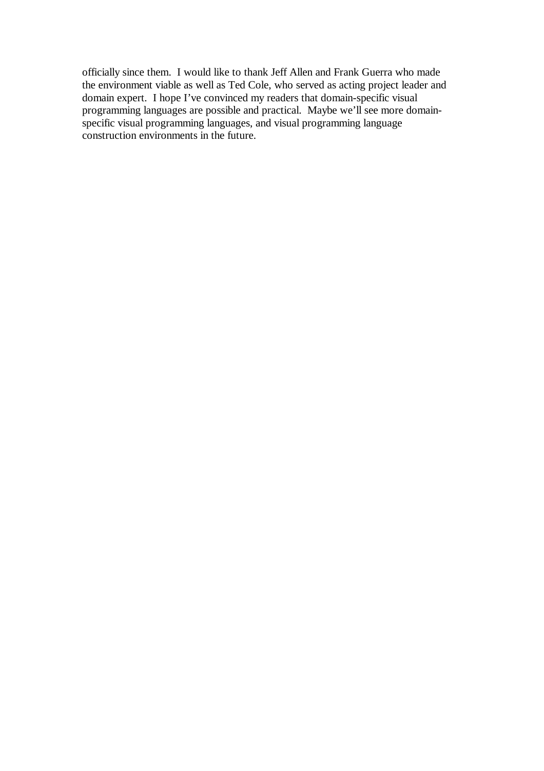officially since them. I would like to thank Jeff Allen and Frank Guerra who made the environment viable as well as Ted Cole, who served as acting project leader and domain expert. I hope I've convinced my readers that domain-specific visual programming languages are possible and practical. Maybe we'll see more domain-specific visual programming languages, and visual programming language construction environments in the future.